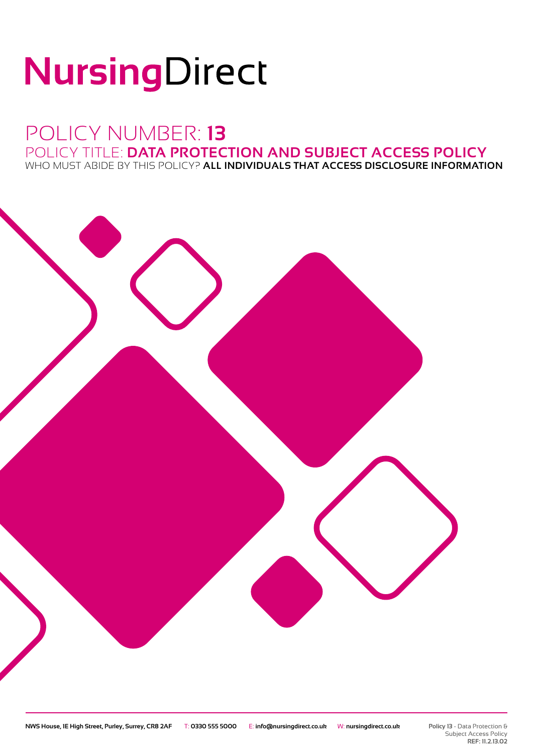# NursingDirect

## POLICY NUMBER: **13**

### POLICY TITLE: **DATA PROTECTION AND SUBJECT ACCESS POLICY**

WHO MUST ABIDE BY THIS POLICY? **ALL INDIVIDUALS THAT ACCESS DISCLOSURE INFORMATION**

**NWS House, 1E High Street, Purley, Surrey, CR8 2AF** T: **0330 555 5000** E: **info@nursingdirect.co.uk** W: **nursingdirect.co.uk**

**Policy 13** - Data Protection & Subject Access Policy
**REF: 11.2.13.02**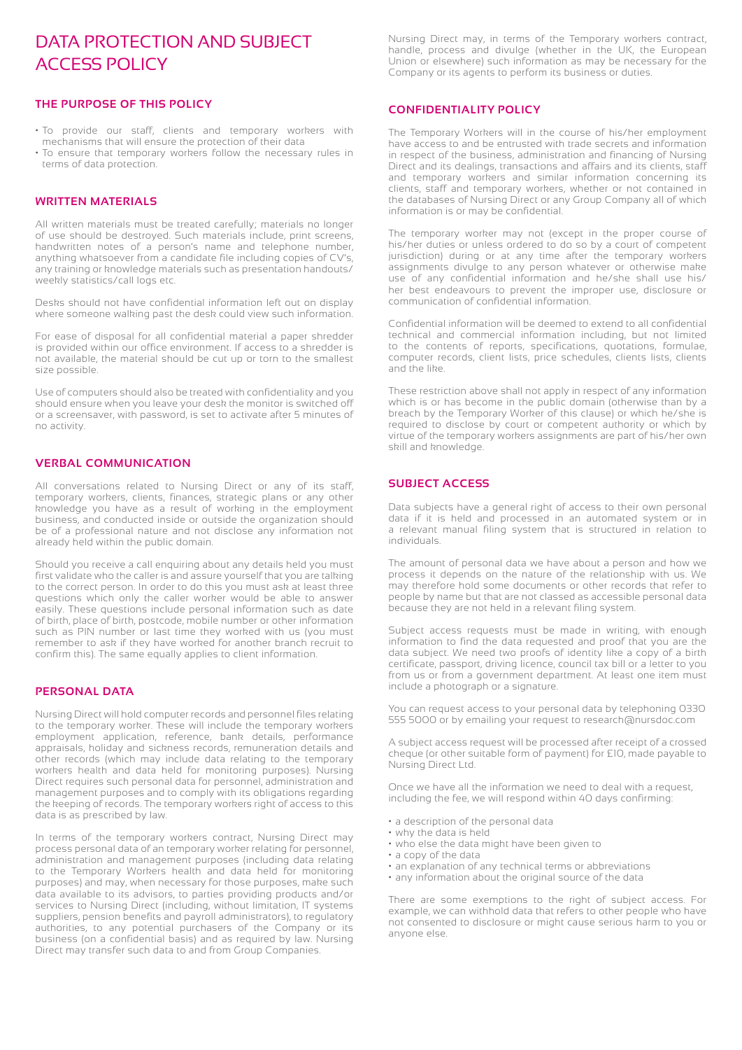# DATA PROTECTION AND SUBJECT ACCESS POLICY

## THE PURPOSE OF THIS POLICY

- To provide our staff, clients and temporary workers with mechanisms that will ensure the protection of their data
- To ensure that temporary workers follow the necessary rules in terms of data protection.

## WRITTEN MATERIALS

All written materials must be treated carefully; materials no longer of use should be destroyed. Such materials include, print screens, handwritten notes of a person's name and telephone number, anything whatsoever from a candidate file including copies of CV's, any training or knowledge materials such as presentation handouts/ weekly statistics/call logs etc.

Desks should not have confidential information left out on display where someone walking past the desk could view such information.

For ease of disposal for all confidential material a paper shredder is provided within our office environment. If access to a shredder is not available, the material should be cut up or torn to the smallest size possible.

Use of computers should also be treated with confidentiality and you should ensure when you leave your desk the monitor is switched off or a screensaver, with password, is set to activate after 5 minutes of no activity.

## VERBAL COMMUNICATION

All conversations related to Nursing Direct or any of its staff, temporary workers, clients, finances, strategic plans or any other knowledge you have as a result of working in the employment business, and conducted inside or outside the organization should be of a professional nature and not disclose any information not already held within the public domain.

Should you receive a call enquiring about any details held you must first validate who the caller is and assure yourself that you are talking to the correct person. In order to do this you must ask at least three questions which only the caller worker would be able to answer easily. These questions include personal information such as date of birth, place of birth, postcode, mobile number or other information such as PIN number or last time they worked with us (you must remember to ask if they have worked for another branch recruit to confirm this). The same equally applies to client information.

## PERSONAL DATA

Nursing Direct will hold computer records and personnel files relating to the temporary worker. These will include the temporary workers employment application, reference, bank details, performance appraisals, holiday and sickness records, remuneration details and other records (which may include data relating to the temporary workers health and data held for monitoring purposes). Nursing Direct requires such personal data for personnel, administration and management purposes and to comply with its obligations regarding the keeping of records. The temporary workers right of access to this data is as prescribed by law.

In terms of the temporary workers contract, Nursing Direct may process personal data of an temporary worker relating for personnel, administration and management purposes (including data relating to the Temporary Workers health and data held for monitoring purposes) and may, when necessary for those purposes, make such data available to its advisors, to parties providing products and/or services to Nursing Direct (including, without limitation, IT systems suppliers, pension benefits and payroll administrators), to regulatory authorities, to any potential purchasers of the Company or its business (on a confidential basis) and as required by law. Nursing Direct may transfer such data to and from Group Companies.

Nursing Direct may, in terms of the Temporary workers contract, handle, process and divulge (whether in the UK, the European Union or elsewhere) such information as may be necessary for the Company or its agents to perform its business or duties.

## CONFIDENTIALITY POLICY

The Temporary Workers will in the course of his/her employment have access to and be entrusted with trade secrets and information in respect of the business, administration and financing of Nursing Direct and its dealings, transactions and affairs and its clients, staff and temporary workers and similar information concerning its clients, staff and temporary workers, whether or not contained in the databases of Nursing Direct or any Group Company all of which information is or may be confidential.

The temporary worker may not (except in the proper course of his/her duties or unless ordered to do so by a court of competent jurisdiction) during or at any time after the temporary workers assignments divulge to any person whatever or otherwise make use of any confidential information and he/she shall use his/ her best endeavours to prevent the improper use, disclosure or communication of confidential information.

Confidential information will be deemed to extend to all confidential technical and commercial information including, but not limited to the contents of reports, specifications, quotations, formulae, computer records, client lists, price schedules, clients lists, clients and the like.

These restriction above shall not apply in respect of any information which is or has become in the public domain (otherwise than by a breach by the Temporary Worker of this clause) or which he/she is required to disclose by court or competent authority or which by virtue of the temporary workers assignments are part of his/her own skill and knowledge.

## SUBJECT ACCESS

Data subjects have a general right of access to their own personal data if it is held and processed in an automated system or in a relevant manual filing system that is structured in relation to individuals.

The amount of personal data we have about a person and how we process it depends on the nature of the relationship with us. We may therefore hold some documents or other records that refer to people by name but that are not classed as accessible personal data because they are not held in a relevant filing system.

Subject access requests must be made in writing, with enough information to find the data requested and proof that you are the data subject. We need two proofs of identity like a copy of a birth certificate, passport, driving licence, council tax bill or a letter to you from us or from a government department. At least one item must include a photograph or a signature.

You can request access to your personal data by telephoning 0330 555 5000 or by emailing your request to research@nursdoc.com

A subject access request will be processed after receipt of a crossed cheque (or other suitable form of payment) for £10, made payable to Nursing Direct Ltd.

Once we have all the information we need to deal with a request, including the fee, we will respond within 40 days confirming:

- a description of the personal data
- why the data is held
- who else the data might have been given to
- a copy of the data
- an explanation of any technical terms or abbreviations
- any information about the original source of the data

There are some exemptions to the right of subject access. For example, we can withhold data that refers to other people who have not consented to disclosure or might cause serious harm to you or anyone else.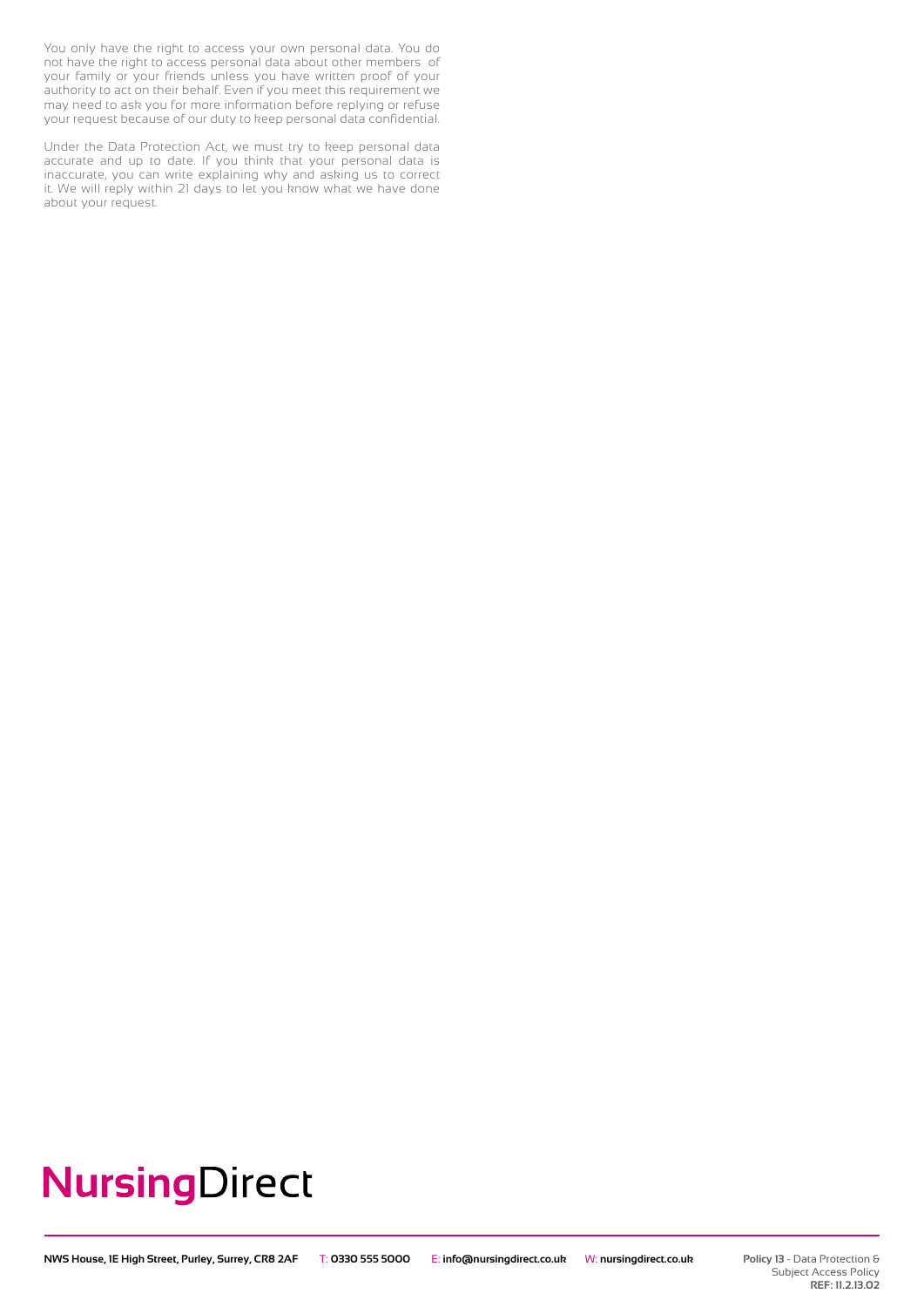You only have the right to access your own personal data. You do not have the right to access personal data about other members of your family or your friends unless you have written proof of your authority to act on their behalf. Even if you meet this requirement we may need to ask you for more information before replying or refuse your request because of our duty to keep personal data confidential.

Under the Data Protection Act, we must try to keep personal data accurate and up to date. If you think that your personal data is inaccurate, you can write explaining why and asking us to correct it. We will reply within 21 days to let you know what we have done about your request.